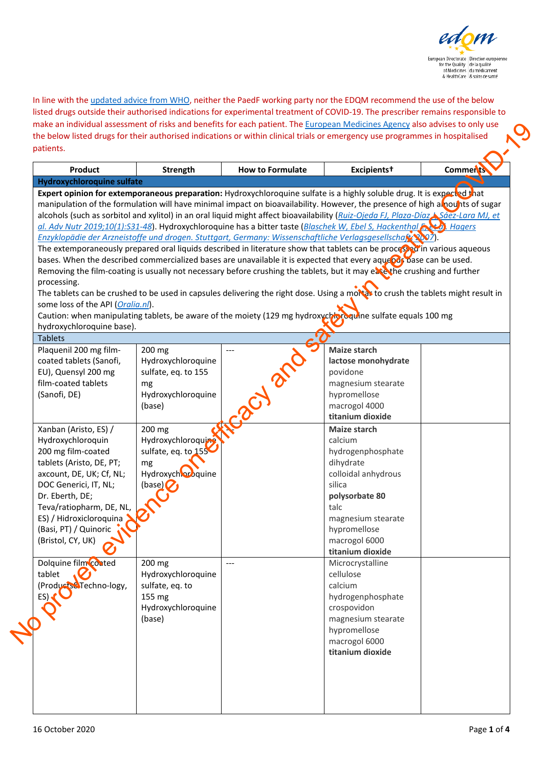In line with the updated advice from WHO, neither the PaedF working party nor the EDQM recommend the use of the below listed drugs outside their authorised indications for experimental treatment of COVID-19. The prescriber remains responsible to make an individual assessment of risks and benefits for each patient. The European Medicines Agency also advises to only use the below listed drugs for their authorised indications or within clinical trials or emergency use programmes in hospitalised patients.

No proven evidence on efficacy and safety in treating COVID-19

| Product | Strength | How to Formulate | Excipients† | Comments |
|---|---|---|---|---|
| **Hydroxychloroquine sulfate** | | | | |
| **Expert opinion for extemporaneous preparation:** Hydroxychloroquine sulfate is a highly soluble drug. It is expected that manipulation of the formulation will have minimal impact on bioavailability. However, the presence of high amounts of sugar alcohols (such as sorbitol and xylitol) in an oral liquid might affect bioavailability (*Ruiz-Ojeda FJ, Plaza-Díaz J, Sáez-Lara MJ, et al. Adv Nutr 2019;10(1):S31-48*). Hydroxychloroquine has a bitter taste (*Blaschek W, Ebel S, Hackenthal E, et al. Hagers Enzyklopädie der Arzneistoffe und drogen. Stuttgart, Germany: Wissenschaftliche Verlagsgesellschaft; 2007*). The extemporaneously prepared oral liquids described in literature show that tablets can be processed in various aqueous bases. When the described commercialized bases are unavailable it is expected that every aqueous base can be used. Removing the film-coating is usually not necessary before crushing the tablets, but it may ease the crushing and further processing. The tablets can be crushed to be used in capsules delivering the right dose. Using a mortar to crush the tablets might result in some loss of the API (*Oralia.nl*). Caution: when manipulating tablets, be aware of the moiety (129 mg hydroxychloroquine sulfate equals 100 mg hydroxychloroquine base). | | | | |
| Tablets | | | | |
| Plaquenil 200 mg film-coated tablets (Sanofi, EU), Quensyl 200 mg film-coated tablets (Sanofi, DE) | 200 mg Hydroxychloroquine sulfate, eq. to 155 mg Hydroxychloroquine (base) | --- | **Maize starch**<br>**lactose monohydrate**<br>povidone<br>magnesium stearate<br>hypromellose<br>macrogol 4000<br>**titanium dioxide** | |
| Xanban (Aristo, ES) / Hydroxychloroquin 200 mg film-coated tablets (Aristo, DE, PT; axcount, DE, UK; Cf, NL; DOC Generici, IT, NL; Dr. Eberth, DE; Teva/ratiopharm, DE, NL, ES) / Hidroxicloroquina (Basi, PT) / Quinoric (Bristol, CY, UK) | 200 mg Hydroxychloroquine sulfate, eq. to 155 mg Hydroxychloroquine (base) | | **Maize starch**<br>calcium hydrogenphosphate dihydrate<br>colloidal anhydrous silica<br>**polysorbate 80**<br>talc<br>magnesium stearate<br>hypromellose<br>macrogol 6000<br>**titanium dioxide** | |
| Dolquine film coated tablet (Products&Techno-logy, ES) | 200 mg Hydroxychloroquine sulfate, eq. to 155 mg Hydroxychloroquine (base) | --- | Microcrystalline cellulose<br>calcium hydrogenphosphate<br>crospovidon<br>magnesium stearate<br>hypromellose<br>macrogol 6000<br>**titanium dioxide** | |

16 October 2020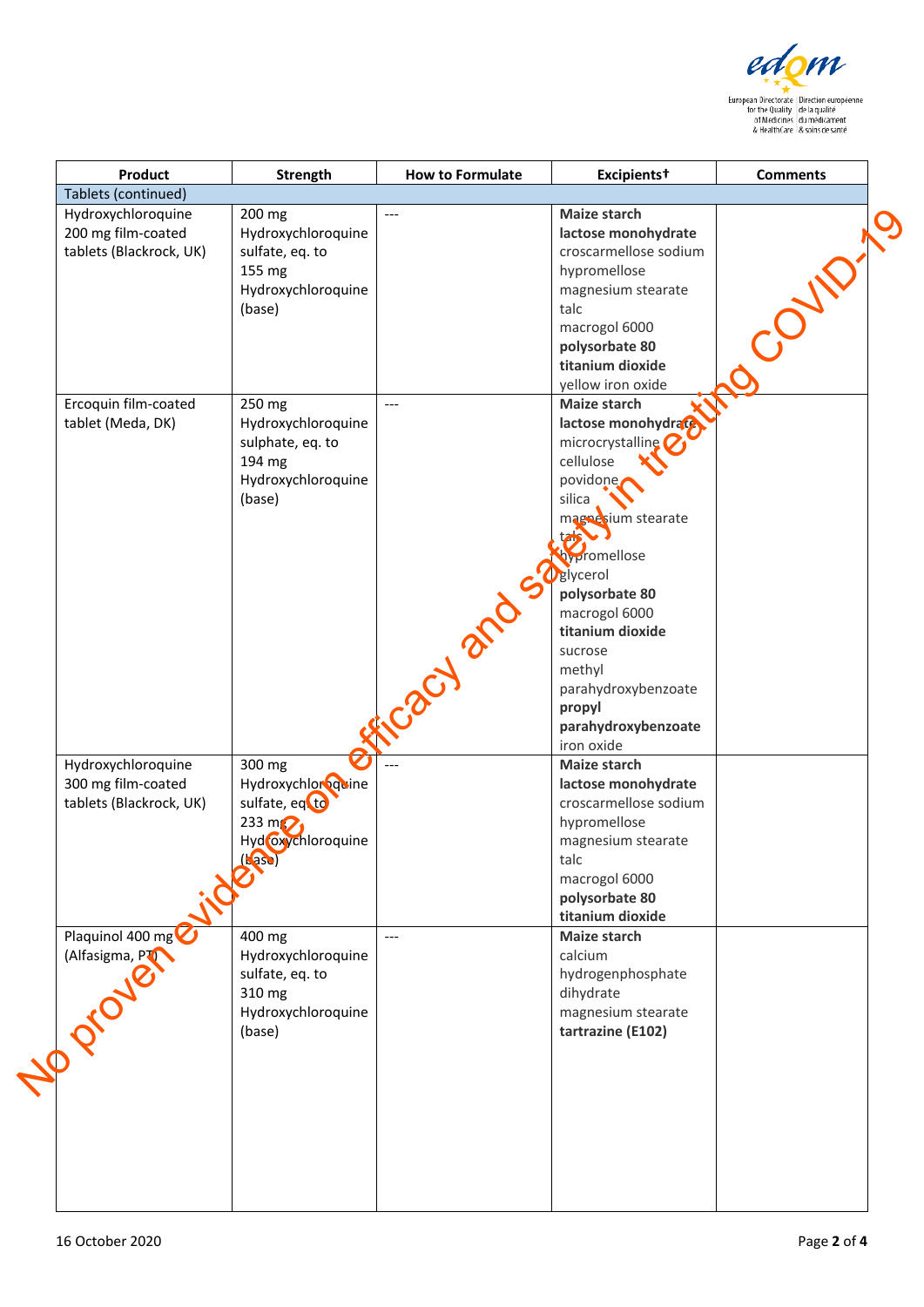| Product | Strength | How to Formulate | Excipients† | Comments |
|---|---|---|---|---|
| Tablets (continued) | | | | |
| Hydroxychloroquine 200 mg film-coated tablets (Blackrock, UK) | 200 mg Hydroxychloroquine sulfate, eq. to 155 mg Hydroxychloroquine (base) | --- | **Maize starch**<br>**lactose monohydrate**<br>croscarmellose sodium<br>hypromellose<br>magnesium stearate<br>talc<br>macrogol 6000<br>**polysorbate 80**<br>**titanium dioxide**<br>yellow iron oxide | |
| Ercoquin film-coated tablet (Meda, DK) | 250 mg Hydroxychloroquine sulphate, eq. to 194 mg Hydroxychloroquine (base) | --- | **Maize starch**<br>**lactose monohydrate**<br>microcrystalline cellulose<br>povidone<br>silica<br>magnesium stearate<br>talc<br>hypromellose<br>glycerol<br>**polysorbate 80**<br>macrogol 6000<br>**titanium dioxide**<br>sucrose<br>methyl parahydroxybenzoate<br>**propyl parahydroxybenzoate**<br>iron oxide | |
| Hydroxychloroquine 300 mg film-coated tablets (Blackrock, UK) | 300 mg Hydroxychloroquine sulfate, eq. to 233 mg Hydroxychloroquine (base) | --- | **Maize starch**<br>**lactose monohydrate**<br>croscarmellose sodium<br>hypromellose<br>magnesium stearate<br>talc<br>macrogol 6000<br>**polysorbate 80**<br>**titanium dioxide** | |
| Plaquinol 400 mg (Alfasigma, PT) | 400 mg Hydroxychloroquine sulfate, eq. to 310 mg Hydroxychloroquine (base) | --- | **Maize starch**<br>calcium hydrogenphosphate dihydrate<br>magnesium stearate<br>**tartrazine (E102)** | |

No proven evidence on efficacy and safety in treating COVID-19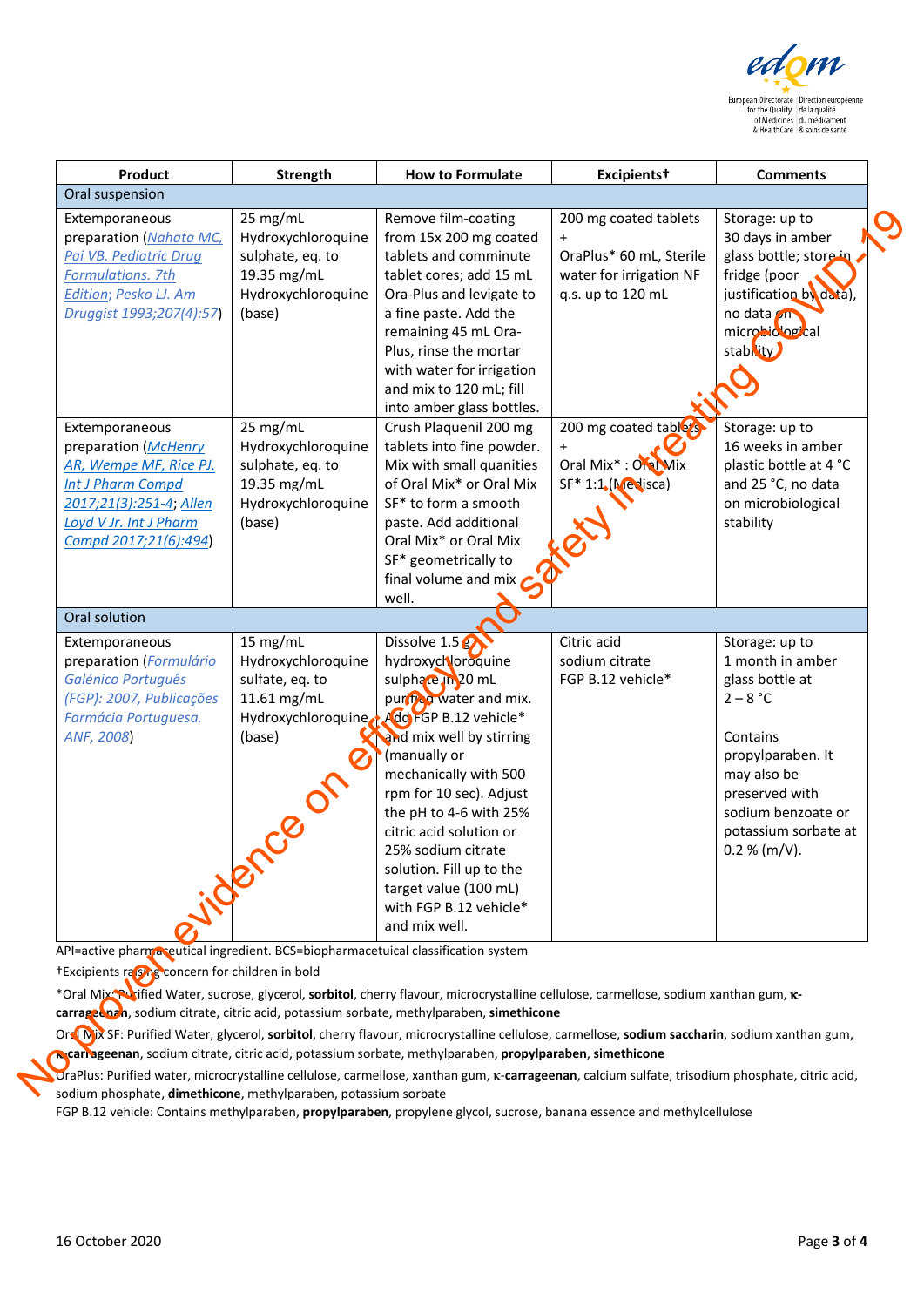| Product | Strength | How to Formulate | Excipients† | Comments |
|---|---|---|---|---|
| Oral suspension | | | | |
| Extemporaneous preparation (*Nahata MC, Pai VB. Pediatric Drug Formulations. 7th Edition*; *Pesko LJ. Am Druggist 1993;207(4):57*) | 25 mg/mL Hydroxychloroquine sulphate, eq. to 19.35 mg/mL Hydroxychloroquine (base) | Remove film-coating from 15x 200 mg coated tablets and comminute tablet cores; add 15 mL Ora-Plus and levigate to a fine paste. Add the remaining 45 mL Ora-Plus, rinse the mortar with water for irrigation and mix to 120 mL; fill into amber glass bottles. | 200 mg coated tablets + OraPlus* 60 mL, Sterile water for irrigation NF q.s. up to 120 mL | Storage: up to 30 days in amber glass bottle; store in fridge (poor justification by data), no data on microbiological stability |
| Extemporaneous preparation (*McHenry AR, Wempe MF, Rice PJ. Int J Pharm Compd 2017;21(3):251-4*; *Allen Loyd V Jr. Int J Pharm Compd 2017;21(6):494*) | 25 mg/mL Hydroxychloroquine sulphate, eq. to 19.35 mg/mL Hydroxychloroquine (base) | Crush Plaquenil 200 mg tablets into fine powder. Mix with small quanities of Oral Mix* or Oral Mix SF* to form a smooth paste. Add additional Oral Mix* or Oral Mix SF* geometrically to final volume and mix well. | 200 mg coated tablets + Oral Mix* : Oral Mix SF* 1:1 (Medisca) | Storage: up to 16 weeks in amber plastic bottle at 4 °C and 25 °C, no data on microbiological stability |
| Oral solution | | | | |
| Extemporaneous preparation (*Formulário Galénico Português (FGP): 2007, Publicações Farmácia Portuguesa. ANF, 2008*) | 15 mg/mL Hydroxychloroquine sulfate, eq. to 11.61 mg/mL Hydroxychloroquine (base) | Dissolve 1.5 g hydroxychloroquine sulphate in 20 mL purified water and mix. Add FGP B.12 vehicle* and mix well by stirring (manually or mechanically with 500 rpm for 10 sec). Adjust the pH to 4-6 with 25% citric acid solution or 25% sodium citrate solution. Fill up to the target value (100 mL) with FGP B.12 vehicle* and mix well. | Citric acid sodium citrate FGP B.12 vehicle* | Storage: up to 1 month in amber glass bottle at 2 – 8 °C<br><br>Contains propylparaben. It may also be preserved with sodium benzoate or potassium sorbate at 0.2 % (m/V). |

API=active pharmaceutical ingredient. BCS=biopharmacetuical classification system

†Excipients raising concern for children in bold

*Oral Mix: Purified Water, sucrose, glycerol, **sorbitol**, cherry flavour, microcrystalline cellulose, carmellose, sodium xanthan gum, **κ-carrageenan**, sodium citrate, citric acid, potassium sorbate, methylparaben, **simethicone**

Oral Mix SF: Purified Water, glycerol, **sorbitol**, cherry flavour, microcrystalline cellulose, carmellose, **sodium saccharin**, sodium xanthan gum, **κ-carrageenan**, sodium citrate, citric acid, potassium sorbate, methylparaben, **propylparaben**, **simethicone**

OraPlus: Purified water, microcrystalline cellulose, carmellose, xanthan gum, κ-**carrageenan**, calcium sulfate, trisodium phosphate, citric acid, sodium phosphate, **dimethicone**, methylparaben, potassium sorbate

FGP B.12 vehicle: Contains methylparaben, **propylparaben**, propylene glycol, sucrose, banana essence and methylcellulose

No proven evidence on efficacy and safety in treating COVID-19

16 October 2020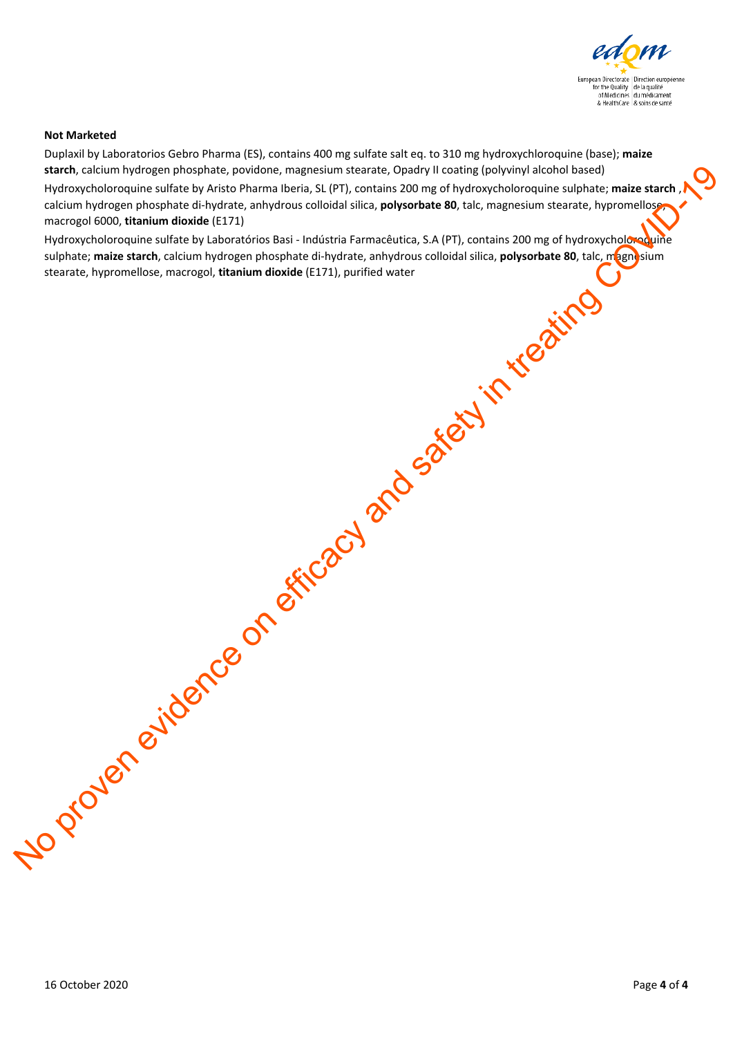**Not Marketed**

Duplaxil by Laboratorios Gebro Pharma (ES), contains 400 mg sulfate salt eq. to 310 mg hydroxychloroquine (base); **maize starch**, calcium hydrogen phosphate, povidone, magnesium stearate, Opadry II coating (polyvinyl alcohol based)

Hydroxycholoroquine sulfate by Aristo Pharma Iberia, SL (PT), contains 200 mg of hydroxycholoroquine sulphate; **maize starch** , calcium hydrogen phosphate di-hydrate, anhydrous colloidal silica, **polysorbate 80**, talc, magnesium stearate, hypromellose, macrogol 6000, **titanium dioxide** (E171)

Hydroxycholoroquine sulfate by Laboratórios Basi - Indústria Farmacêutica, S.A (PT), contains 200 mg of hydroxycholoroquine sulphate; **maize starch**, calcium hydrogen phosphate di-hydrate, anhydrous colloidal silica, **polysorbate 80**, talc, magnesium stearate, hypromellose, macrogol, **titanium dioxide** (E171), purified water

No proven evidence on efficacy and safety in treating COVID-19

16 October 2020